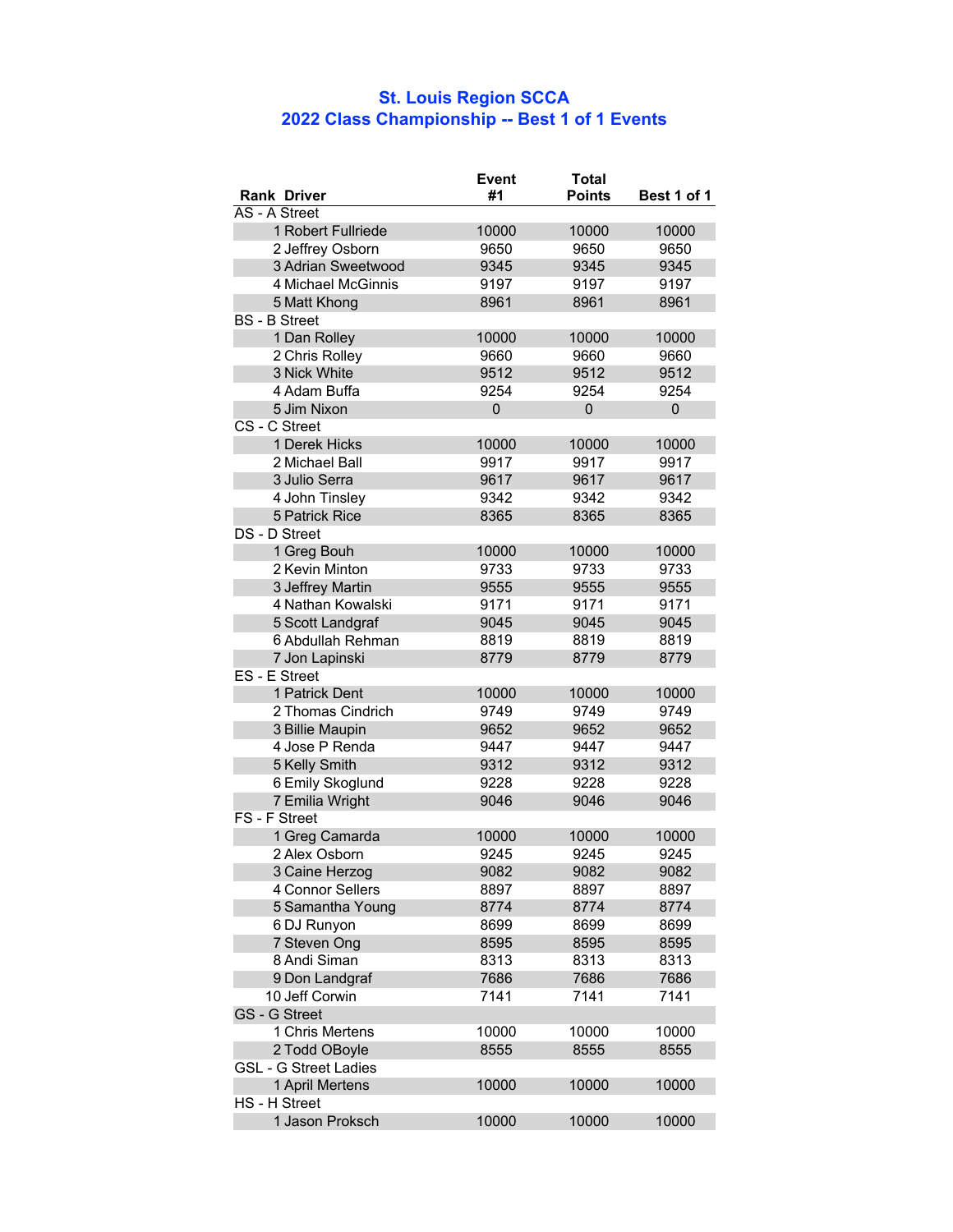# St. Louis Region SCCA
## 2022 Class Championship -- Best 1 of 1 Events

| Rank | Driver | Event #1 | Total Points | Best 1 of 1 |
|---|---|---|---|---|
| AS - A Street | | | | |
| 1 | Robert Fullriede | 10000 | 10000 | 10000 |
| 2 | Jeffrey Osborn | 9650 | 9650 | 9650 |
| 3 | Adrian Sweetwood | 9345 | 9345 | 9345 |
| 4 | Michael McGinnis | 9197 | 9197 | 9197 |
| 5 | Matt Khong | 8961 | 8961 | 8961 |
| BS - B Street | | | | |
| 1 | Dan Rolley | 10000 | 10000 | 10000 |
| 2 | Chris Rolley | 9660 | 9660 | 9660 |
| 3 | Nick White | 9512 | 9512 | 9512 |
| 4 | Adam Buffa | 9254 | 9254 | 9254 |
| 5 | Jim Nixon | 0 | 0 | 0 |
| CS - C Street | | | | |
| 1 | Derek Hicks | 10000 | 10000 | 10000 |
| 2 | Michael Ball | 9917 | 9917 | 9917 |
| 3 | Julio Serra | 9617 | 9617 | 9617 |
| 4 | John Tinsley | 9342 | 9342 | 9342 |
| 5 | Patrick Rice | 8365 | 8365 | 8365 |
| DS - D Street | | | | |
| 1 | Greg Bouh | 10000 | 10000 | 10000 |
| 2 | Kevin Minton | 9733 | 9733 | 9733 |
| 3 | Jeffrey Martin | 9555 | 9555 | 9555 |
| 4 | Nathan Kowalski | 9171 | 9171 | 9171 |
| 5 | Scott Landgraf | 9045 | 9045 | 9045 |
| 6 | Abdullah Rehman | 8819 | 8819 | 8819 |
| 7 | Jon Lapinski | 8779 | 8779 | 8779 |
| ES - E Street | | | | |
| 1 | Patrick Dent | 10000 | 10000 | 10000 |
| 2 | Thomas Cindrich | 9749 | 9749 | 9749 |
| 3 | Billie Maupin | 9652 | 9652 | 9652 |
| 4 | Jose P Renda | 9447 | 9447 | 9447 |
| 5 | Kelly Smith | 9312 | 9312 | 9312 |
| 6 | Emily Skoglund | 9228 | 9228 | 9228 |
| 7 | Emilia Wright | 9046 | 9046 | 9046 |
| FS - F Street | | | | |
| 1 | Greg Camarda | 10000 | 10000 | 10000 |
| 2 | Alex Osborn | 9245 | 9245 | 9245 |
| 3 | Caine Herzog | 9082 | 9082 | 9082 |
| 4 | Connor Sellers | 8897 | 8897 | 8897 |
| 5 | Samantha Young | 8774 | 8774 | 8774 |
| 6 | DJ Runyon | 8699 | 8699 | 8699 |
| 7 | Steven Ong | 8595 | 8595 | 8595 |
| 8 | Andi Siman | 8313 | 8313 | 8313 |
| 9 | Don Landgraf | 7686 | 7686 | 7686 |
| 10 | Jeff Corwin | 7141 | 7141 | 7141 |
| GS - G Street | | | | |
| 1 | Chris Mertens | 10000 | 10000 | 10000 |
| 2 | Todd OBoyle | 8555 | 8555 | 8555 |
| GSL - G Street Ladies | | | | |
| 1 | April Mertens | 10000 | 10000 | 10000 |
| HS - H Street | | | | |
| 1 | Jason Proksch | 10000 | 10000 | 10000 |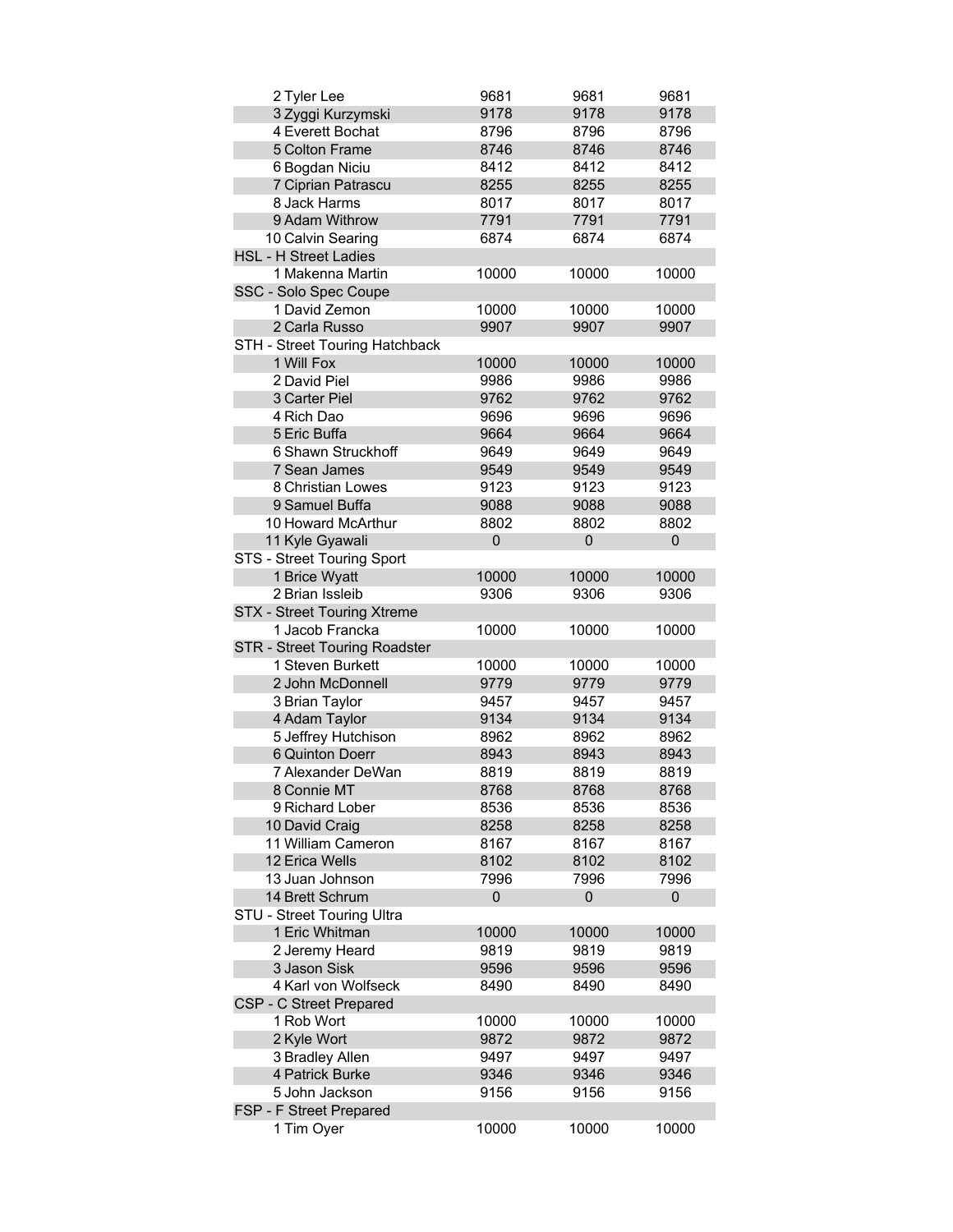| | | | |
|---|---|---|---|
| 2 Tyler Lee | 9681 | 9681 | 9681 |
| 3 Zyggi Kurzymski | 9178 | 9178 | 9178 |
| 4 Everett Bochat | 8796 | 8796 | 8796 |
| 5 Colton Frame | 8746 | 8746 | 8746 |
| 6 Bogdan Niciu | 8412 | 8412 | 8412 |
| 7 Ciprian Patrascu | 8255 | 8255 | 8255 |
| 8 Jack Harms | 8017 | 8017 | 8017 |
| 9 Adam Withrow | 7791 | 7791 | 7791 |
| 10 Calvin Searing | 6874 | 6874 | 6874 |
| HSL - H Street Ladies | | | |
| 1 Makenna Martin | 10000 | 10000 | 10000 |
| SSC - Solo Spec Coupe | | | |
| 1 David Zemon | 10000 | 10000 | 10000 |
| 2 Carla Russo | 9907 | 9907 | 9907 |
| STH - Street Touring Hatchback | | | |
| 1 Will Fox | 10000 | 10000 | 10000 |
| 2 David Piel | 9986 | 9986 | 9986 |
| 3 Carter Piel | 9762 | 9762 | 9762 |
| 4 Rich Dao | 9696 | 9696 | 9696 |
| 5 Eric Buffa | 9664 | 9664 | 9664 |
| 6 Shawn Struckhoff | 9649 | 9649 | 9649 |
| 7 Sean James | 9549 | 9549 | 9549 |
| 8 Christian Lowes | 9123 | 9123 | 9123 |
| 9 Samuel Buffa | 9088 | 9088 | 9088 |
| 10 Howard McArthur | 8802 | 8802 | 8802 |
| 11 Kyle Gyawali | 0 | 0 | 0 |
| STS - Street Touring Sport | | | |
| 1 Brice Wyatt | 10000 | 10000 | 10000 |
| 2 Brian Issleib | 9306 | 9306 | 9306 |
| STX - Street Touring Xtreme | | | |
| 1 Jacob Francka | 10000 | 10000 | 10000 |
| STR - Street Touring Roadster | | | |
| 1 Steven Burkett | 10000 | 10000 | 10000 |
| 2 John McDonnell | 9779 | 9779 | 9779 |
| 3 Brian Taylor | 9457 | 9457 | 9457 |
| 4 Adam Taylor | 9134 | 9134 | 9134 |
| 5 Jeffrey Hutchison | 8962 | 8962 | 8962 |
| 6 Quinton Doerr | 8943 | 8943 | 8943 |
| 7 Alexander DeWan | 8819 | 8819 | 8819 |
| 8 Connie MT | 8768 | 8768 | 8768 |
| 9 Richard Lober | 8536 | 8536 | 8536 |
| 10 David Craig | 8258 | 8258 | 8258 |
| 11 William Cameron | 8167 | 8167 | 8167 |
| 12 Erica Wells | 8102 | 8102 | 8102 |
| 13 Juan Johnson | 7996 | 7996 | 7996 |
| 14 Brett Schrum | 0 | 0 | 0 |
| STU - Street Touring Ultra | | | |
| 1 Eric Whitman | 10000 | 10000 | 10000 |
| 2 Jeremy Heard | 9819 | 9819 | 9819 |
| 3 Jason Sisk | 9596 | 9596 | 9596 |
| 4 Karl von Wolfseck | 8490 | 8490 | 8490 |
| CSP - C Street Prepared | | | |
| 1 Rob Wort | 10000 | 10000 | 10000 |
| 2 Kyle Wort | 9872 | 9872 | 9872 |
| 3 Bradley Allen | 9497 | 9497 | 9497 |
| 4 Patrick Burke | 9346 | 9346 | 9346 |
| 5 John Jackson | 9156 | 9156 | 9156 |
| FSP - F Street Prepared | | | |
| 1 Tim Oyer | 10000 | 10000 | 10000 |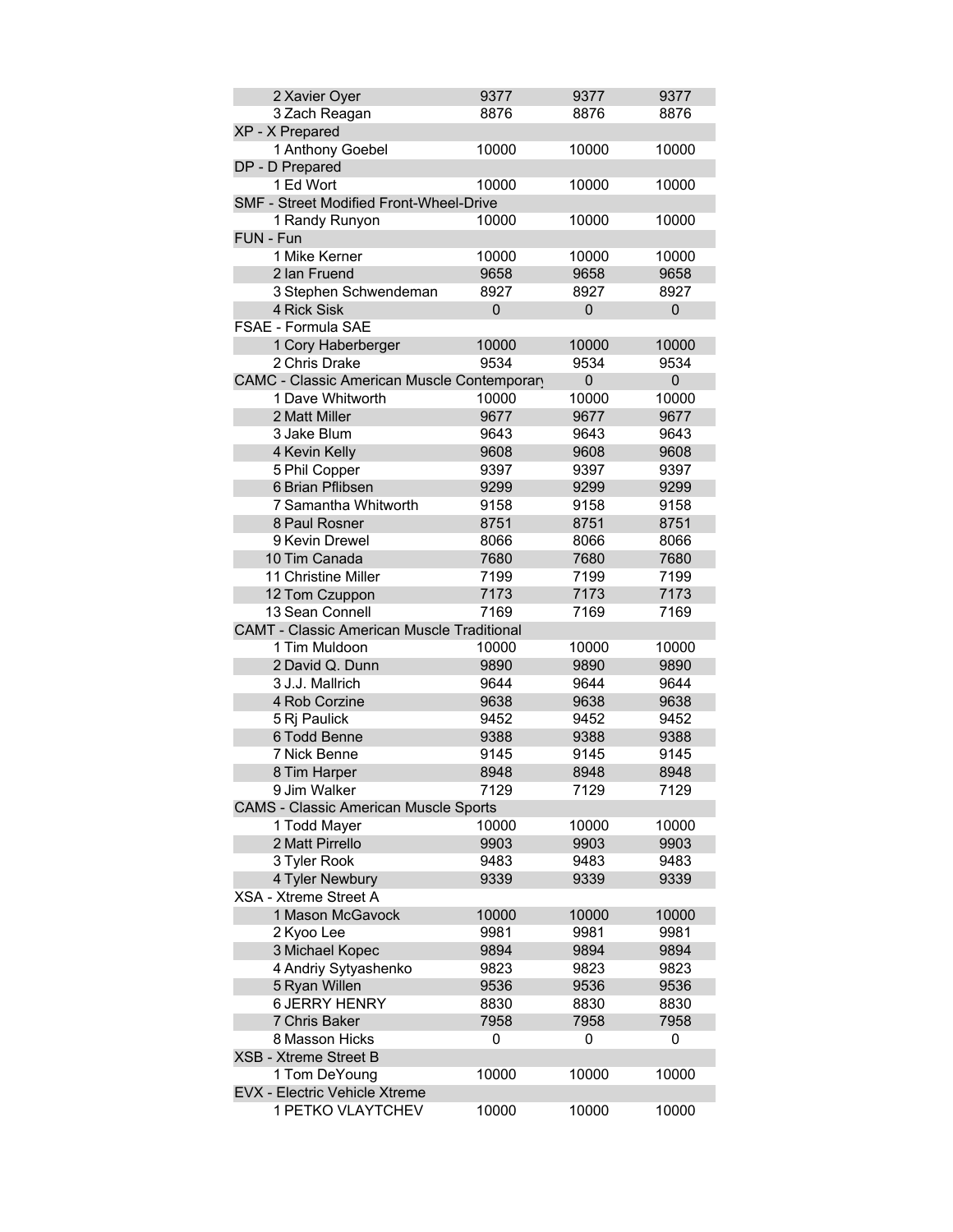| | | | |
|---|---|---|---|
| 2 Xavier Oyer | 9377 | 9377 | 9377 |
| 3 Zach Reagan | 8876 | 8876 | 8876 |
| XP - X Prepared | | | |
| 1 Anthony Goebel | 10000 | 10000 | 10000 |
| DP - D Prepared | | | |
| 1 Ed Wort | 10000 | 10000 | 10000 |
| SMF - Street Modified Front-Wheel-Drive | | | |
| 1 Randy Runyon | 10000 | 10000 | 10000 |
| FUN - Fun | | | |
| 1 Mike Kerner | 10000 | 10000 | 10000 |
| 2 Ian Fruend | 9658 | 9658 | 9658 |
| 3 Stephen Schwendeman | 8927 | 8927 | 8927 |
| 4 Rick Sisk | 0 | 0 | 0 |
| FSAE - Formula SAE | | | |
| 1 Cory Haberberger | 10000 | 10000 | 10000 |
| 2 Chris Drake | 9534 | 9534 | 9534 |
| CAMC - Classic American Muscle Contemporary | | 0 | 0 |
| 1 Dave Whitworth | 10000 | 10000 | 10000 |
| 2 Matt Miller | 9677 | 9677 | 9677 |
| 3 Jake Blum | 9643 | 9643 | 9643 |
| 4 Kevin Kelly | 9608 | 9608 | 9608 |
| 5 Phil Copper | 9397 | 9397 | 9397 |
| 6 Brian Pflibsen | 9299 | 9299 | 9299 |
| 7 Samantha Whitworth | 9158 | 9158 | 9158 |
| 8 Paul Rosner | 8751 | 8751 | 8751 |
| 9 Kevin Drewel | 8066 | 8066 | 8066 |
| 10 Tim Canada | 7680 | 7680 | 7680 |
| 11 Christine Miller | 7199 | 7199 | 7199 |
| 12 Tom Czuppon | 7173 | 7173 | 7173 |
| 13 Sean Connell | 7169 | 7169 | 7169 |
| CAMT - Classic American Muscle Traditional | | | |
| 1 Tim Muldoon | 10000 | 10000 | 10000 |
| 2 David Q. Dunn | 9890 | 9890 | 9890 |
| 3 J.J. Mallrich | 9644 | 9644 | 9644 |
| 4 Rob Corzine | 9638 | 9638 | 9638 |
| 5 Rj Paulick | 9452 | 9452 | 9452 |
| 6 Todd Benne | 9388 | 9388 | 9388 |
| 7 Nick Benne | 9145 | 9145 | 9145 |
| 8 Tim Harper | 8948 | 8948 | 8948 |
| 9 Jim Walker | 7129 | 7129 | 7129 |
| CAMS - Classic American Muscle Sports | | | |
| 1 Todd Mayer | 10000 | 10000 | 10000 |
| 2 Matt Pirrello | 9903 | 9903 | 9903 |
| 3 Tyler Rook | 9483 | 9483 | 9483 |
| 4 Tyler Newbury | 9339 | 9339 | 9339 |
| XSA - Xtreme Street A | | | |
| 1 Mason McGavock | 10000 | 10000 | 10000 |
| 2 Kyoo Lee | 9981 | 9981 | 9981 |
| 3 Michael Kopec | 9894 | 9894 | 9894 |
| 4 Andriy Sytyashenko | 9823 | 9823 | 9823 |
| 5 Ryan Willen | 9536 | 9536 | 9536 |
| 6 JERRY HENRY | 8830 | 8830 | 8830 |
| 7 Chris Baker | 7958 | 7958 | 7958 |
| 8 Masson Hicks | 0 | 0 | 0 |
| XSB - Xtreme Street B | | | |
| 1 Tom DeYoung | 10000 | 10000 | 10000 |
| EVX - Electric Vehicle Xtreme | | | |
| 1 PETKO VLAYTCHEV | 10000 | 10000 | 10000 |